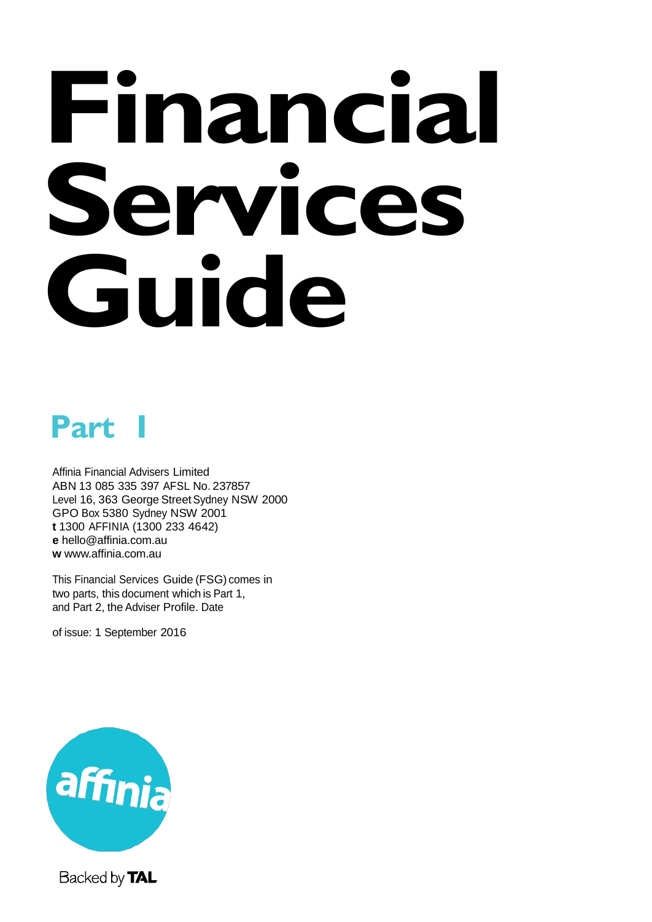# Financial Services Guide

## Part 1

Affinia Financial Advisers Limited
ABN 13 085 335 397 AFSL No. 237857
Level 16, 363 George Street Sydney NSW 2000
GPO Box 5380 Sydney NSW 2001
**t** 1300 AFFINIA (1300 233 4642)
**e** hello@affinia.com.au
**w** www.affinia.com.au

This Financial Services Guide (FSG) comes in two parts, this document which is Part 1, and Part 2, the Adviser Profile. Date

of issue: 1 September 2016

affinia

Backed by **TAL**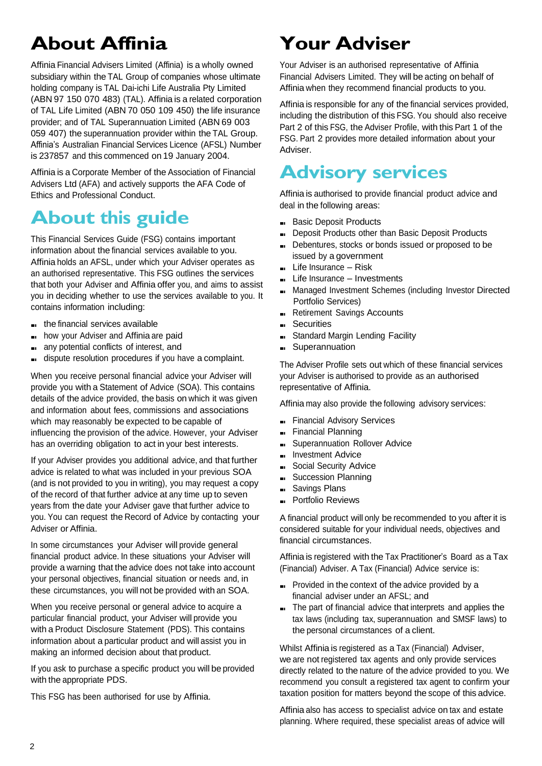# About Affinia

Affinia Financial Advisers Limited (Affinia) is a wholly owned subsidiary within the TAL Group of companies whose ultimate holding company is TAL Dai-ichi Life Australia Pty Limited (ABN 97 150 070 483) (TAL). Affinia is a related corporation of TAL Life Limited (ABN 70 050 109 450) the life insurance provider; and of TAL Superannuation Limited (ABN 69 003 059 407) the superannuation provider within the TAL Group. Affinia's Australian Financial Services Licence (AFSL) Number is 237857 and this commenced on 19 January 2004.

Affinia is a Corporate Member of the Association of Financial Advisers Ltd (AFA) and actively supports the AFA Code of Ethics and Professional Conduct.

# About this guide

This Financial Services Guide (FSG) contains important information about the financial services available to you. Affinia holds an AFSL, under which your Adviser operates as an authorised representative. This FSG outlines the services that both your Adviser and Affinia offer you, and aims to assist you in deciding whether to use the services available to you. It contains information including:

- the financial services available
- how your Adviser and Affinia are paid
- any potential conflicts of interest, and
- dispute resolution procedures if you have a complaint.

When you receive personal financial advice your Adviser will provide you with a Statement of Advice (SOA). This contains details of the advice provided, the basis on which it was given and information about fees, commissions and associations which may reasonably be expected to be capable of influencing the provision of the advice. However, your Adviser has an overriding obligation to act in your best interests.

If your Adviser provides you additional advice, and that further advice is related to what was included in your previous SOA (and is not provided to you in writing), you may request a copy of the record of that further advice at any time up to seven years from the date your Adviser gave that further advice to you. You can request the Record of Advice by contacting your Adviser or Affinia.

In some circumstances your Adviser will provide general financial product advice. In these situations your Adviser will provide a warning that the advice does not take into account your personal objectives, financial situation or needs and, in these circumstances, you will not be provided with an SOA.

When you receive personal or general advice to acquire a particular financial product, your Adviser will provide you with a Product Disclosure Statement (PDS). This contains information about a particular product and will assist you in making an informed decision about that product.

If you ask to purchase a specific product you will be provided with the appropriate PDS.

This FSG has been authorised for use by Affinia.

# Your Adviser

Your Adviser is an authorised representative of Affinia Financial Advisers Limited. They will be acting on behalf of Affinia when they recommend financial products to you.

Affinia is responsible for any of the financial services provided, including the distribution of this FSG. You should also receive Part 2 of this FSG, the Adviser Profile, with this Part 1 of the FSG. Part 2 provides more detailed information about your Adviser.

# Advisory services

Affinia is authorised to provide financial product advice and deal in the following areas:

- Basic Deposit Products
- Deposit Products other than Basic Deposit Products
- Debentures, stocks or bonds issued or proposed to be issued by a government
- Life Insurance – Risk
- Life Insurance – Investments
- Managed Investment Schemes (including Investor Directed Portfolio Services)
- Retirement Savings Accounts
- Securities
- Standard Margin Lending Facility
- Superannuation

The Adviser Profile sets out which of these financial services your Adviser is authorised to provide as an authorised representative of Affinia.

Affinia may also provide the following advisory services:

- Financial Advisory Services
- Financial Planning
- Superannuation Rollover Advice
- Investment Advice
- Social Security Advice
- Succession Planning
- Savings Plans
- Portfolio Reviews

A financial product will only be recommended to you after it is considered suitable for your individual needs, objectives and financial circumstances.

Affinia is registered with the Tax Practitioner's Board as a Tax (Financial) Adviser. A Tax (Financial) Advice service is:

- Provided in the context of the advice provided by a financial adviser under an AFSL; and
- The part of financial advice that interprets and applies the tax laws (including tax, superannuation and SMSF laws) to the personal circumstances of a client.

Whilst Affinia is registered as a Tax (Financial) Adviser, we are not registered tax agents and only provide services directly related to the nature of the advice provided to you. We recommend you consult a registered tax agent to confirm your taxation position for matters beyond the scope of this advice.

Affinia also has access to specialist advice on tax and estate planning. Where required, these specialist areas of advice will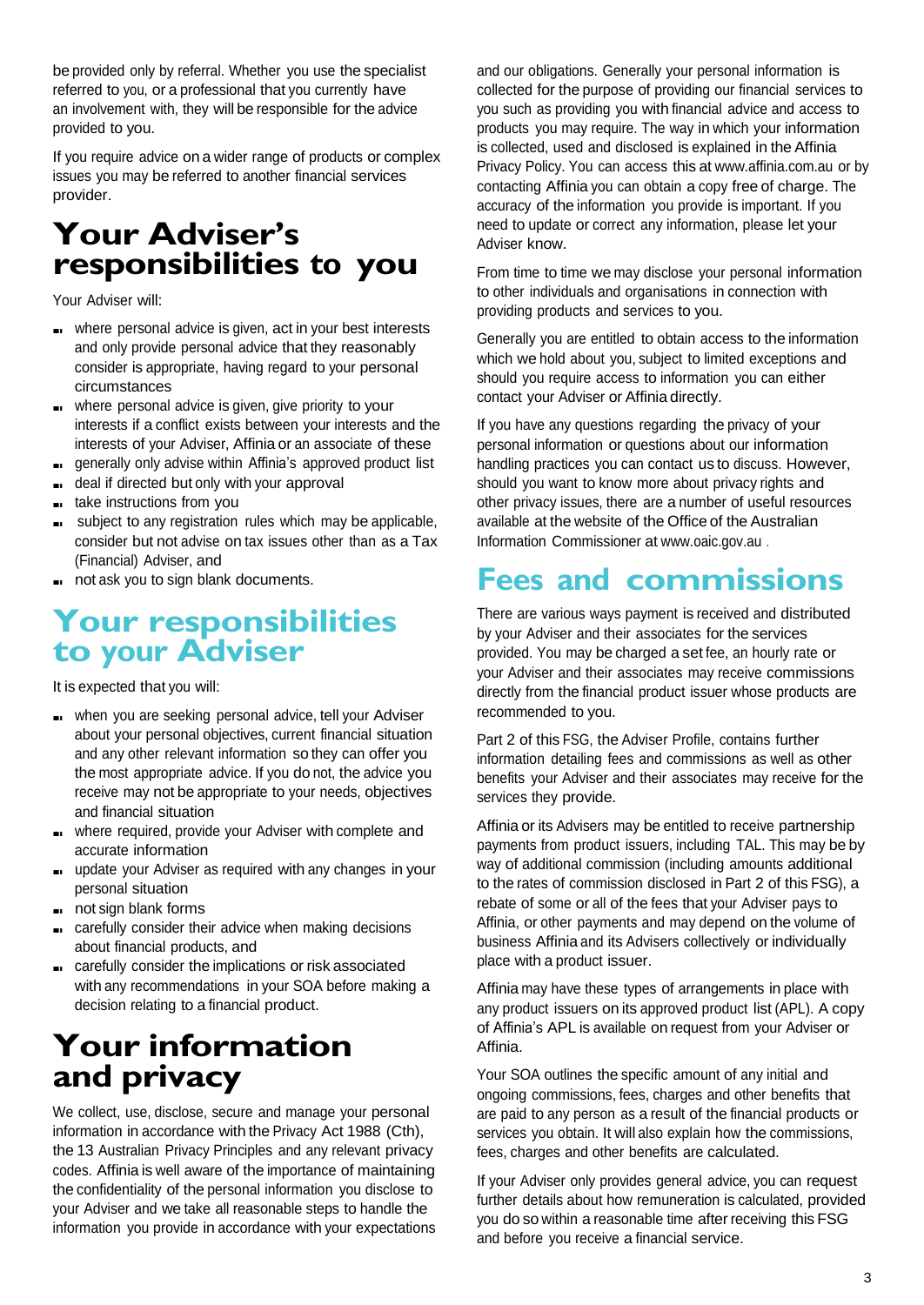be provided only by referral. Whether you use the specialist referred to you, or a professional that you currently have an involvement with, they will be responsible for the advice provided to you.

If you require advice on a wider range of products or complex issues you may be referred to another financial services provider.

# Your Adviser's responsibilities to you

Your Adviser will:

- where personal advice is given, act in your best interests and only provide personal advice that they reasonably consider is appropriate, having regard to your personal circumstances
- where personal advice is given, give priority to your interests if a conflict exists between your interests and the interests of your Adviser, Affinia or an associate of these
- generally only advise within Affinia's approved product list
- deal if directed but only with your approval
- take instructions from you
- subject to any registration rules which may be applicable, consider but not advise on tax issues other than as a Tax (Financial) Adviser, and
- not ask you to sign blank documents.

# Your responsibilities to your Adviser

It is expected that you will:

- when you are seeking personal advice, tell your Adviser about your personal objectives, current financial situation and any other relevant information so they can offer you the most appropriate advice. If you do not, the advice you receive may not be appropriate to your needs, objectives and financial situation
- where required, provide your Adviser with complete and accurate information
- update your Adviser as required with any changes in your personal situation
- not sign blank forms
- carefully consider their advice when making decisions about financial products, and
- carefully consider the implications or risk associated with any recommendations in your SOA before making a decision relating to a financial product.

# Your information and privacy

We collect, use, disclose, secure and manage your personal information in accordance with the Privacy Act 1988 (Cth), the 13 Australian Privacy Principles and any relevant privacy codes. Affinia is well aware of the importance of maintaining the confidentiality of the personal information you disclose to your Adviser and we take all reasonable steps to handle the information you provide in accordance with your expectations and our obligations. Generally your personal information is collected for the purpose of providing our financial services to you such as providing you with financial advice and access to products you may require. The way in which your information is collected, used and disclosed is explained in the Affinia Privacy Policy. You can access this at www.affinia.com.au or by contacting Affinia you can obtain a copy free of charge. The accuracy of the information you provide is important. If you need to update or correct any information, please let your Adviser know.

From time to time we may disclose your personal information to other individuals and organisations in connection with providing products and services to you.

Generally you are entitled to obtain access to the information which we hold about you, subject to limited exceptions and should you require access to information you can either contact your Adviser or Affinia directly.

If you have any questions regarding the privacy of your personal information or questions about our information handling practices you can contact us to discuss. However, should you want to know more about privacy rights and other privacy issues, there are a number of useful resources available at the website of the Office of the Australian Information Commissioner at www.oaic.gov.au .

# Fees and commissions

There are various ways payment is received and distributed by your Adviser and their associates for the services provided. You may be charged a set fee, an hourly rate or your Adviser and their associates may receive commissions directly from the financial product issuer whose products are recommended to you.

Part 2 of this FSG, the Adviser Profile, contains further information detailing fees and commissions as well as other benefits your Adviser and their associates may receive for the services they provide.

Affinia or its Advisers may be entitled to receive partnership payments from product issuers, including TAL. This may be by way of additional commission (including amounts additional to the rates of commission disclosed in Part 2 of this FSG), a rebate of some or all of the fees that your Adviser pays to Affinia, or other payments and may depend on the volume of business Affinia and its Advisers collectively or individually place with a product issuer.

Affinia may have these types of arrangements in place with any product issuers on its approved product list (APL). A copy of Affinia's APL is available on request from your Adviser or Affinia.

Your SOA outlines the specific amount of any initial and ongoing commissions, fees, charges and other benefits that are paid to any person as a result of the financial products or services you obtain. It will also explain how the commissions, fees, charges and other benefits are calculated.

If your Adviser only provides general advice, you can request further details about how remuneration is calculated, provided you do so within a reasonable time after receiving this FSG and before you receive a financial service.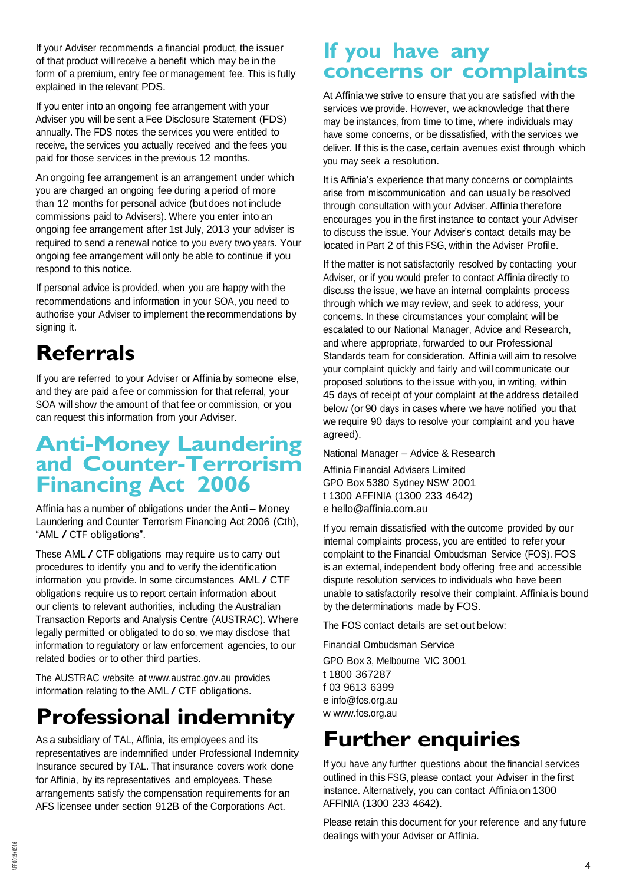If your Adviser recommends a financial product, the issuer of that product will receive a benefit which may be in the form of a premium, entry fee or management fee. This is fully explained in the relevant PDS.

If you enter into an ongoing fee arrangement with your Adviser you will be sent a Fee Disclosure Statement (FDS) annually. The FDS notes the services you were entitled to receive, the services you actually received and the fees you paid for those services in the previous 12 months.

An ongoing fee arrangement is an arrangement under which you are charged an ongoing fee during a period of more than 12 months for personal advice (but does not include commissions paid to Advisers). Where you enter into an ongoing fee arrangement after 1st July, 2013 your adviser is required to send a renewal notice to you every two years. Your ongoing fee arrangement will only be able to continue if you respond to this notice.

If personal advice is provided, when you are happy with the recommendations and information in your SOA, you need to authorise your Adviser to implement the recommendations by signing it.

# Referrals

If you are referred to your Adviser or Affinia by someone else, and they are paid a fee or commission for that referral, your SOA will show the amount of that fee or commission, or you can request this information from your Adviser.

# Anti-Money Laundering and Counter-Terrorism Financing Act 2006

Affinia has a number of obligations under the Anti – Money Laundering and Counter Terrorism Financing Act 2006 (Cth), "AML / CTF obligations".

These AML / CTF obligations may require us to carry out procedures to identify you and to verify the identification information you provide. In some circumstances AML / CTF obligations require us to report certain information about our clients to relevant authorities, including the Australian Transaction Reports and Analysis Centre (AUSTRAC). Where legally permitted or obligated to do so, we may disclose that information to regulatory or law enforcement agencies, to our related bodies or to other third parties.

The AUSTRAC website at www.austrac.gov.au provides information relating to the AML / CTF obligations.

# Professional indemnity

As a subsidiary of TAL, Affinia, its employees and its representatives are indemnified under Professional Indemnity Insurance secured by TAL. That insurance covers work done for Affinia, by its representatives and employees. These arrangements satisfy the compensation requirements for an AFS licensee under section 912B of the Corporations Act.

# If you have any concerns or complaints

At Affinia we strive to ensure that you are satisfied with the services we provide. However, we acknowledge that there may be instances, from time to time, where individuals may have some concerns, or be dissatisfied, with the services we deliver. If this is the case, certain avenues exist through which you may seek a resolution.

It is Affinia's experience that many concerns or complaints arise from miscommunication and can usually be resolved through consultation with your Adviser. Affinia therefore encourages you in the first instance to contact your Adviser to discuss the issue. Your Adviser's contact details may be located in Part 2 of this FSG, within the Adviser Profile.

If the matter is not satisfactorily resolved by contacting your Adviser, or if you would prefer to contact Affinia directly to discuss the issue, we have an internal complaints process through which we may review, and seek to address, your concerns. In these circumstances your complaint will be escalated to our National Manager, Advice and Research, and where appropriate, forwarded to our Professional Standards team for consideration. Affinia will aim to resolve your complaint quickly and fairly and will communicate our proposed solutions to the issue with you, in writing, within 45 days of receipt of your complaint at the address detailed below (or 90 days in cases where we have notified you that we require 90 days to resolve your complaint and you have agreed).

National Manager – Advice & Research

Affinia Financial Advisers Limited
GPO Box 5380 Sydney NSW 2001
t 1300 AFFINIA (1300 233 4642)
e hello@affinia.com.au

If you remain dissatisfied with the outcome provided by our internal complaints process, you are entitled to refer your complaint to the Financial Ombudsman Service (FOS). FOS is an external, independent body offering free and accessible dispute resolution services to individuals who have been unable to satisfactorily resolve their complaint. Affinia is bound by the determinations made by FOS.

The FOS contact details are set out below:

Financial Ombudsman Service
GPO Box 3, Melbourne VIC 3001
t 1800 367287
f 03 9613 6399
e info@fos.org.au
w www.fos.org.au

# Further enquiries

If you have any further questions about the financial services outlined in this FSG, please contact your Adviser in the first instance. Alternatively, you can contact Affinia on 1300 AFFINIA (1300 233 4642).

Please retain this document for your reference and any future dealings with your Adviser or Affinia.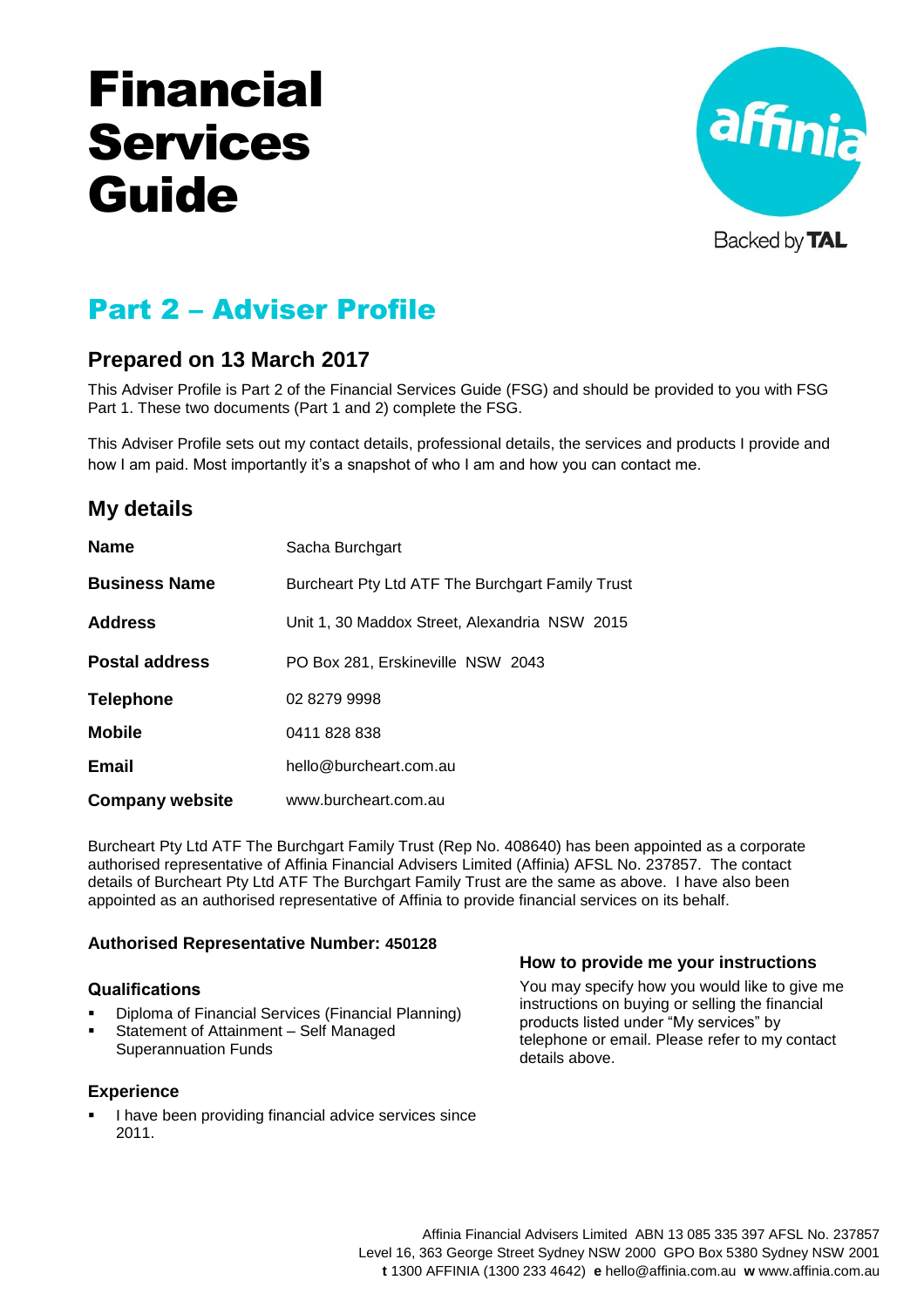# Financial Services Guide

## Part 2 – Adviser Profile

### Prepared on 13 March 2017

This Adviser Profile is Part 2 of the Financial Services Guide (FSG) and should be provided to you with FSG Part 1. These two documents (Part 1 and 2) complete the FSG.

This Adviser Profile sets out my contact details, professional details, the services and products I provide and how I am paid. Most importantly it's a snapshot of who I am and how you can contact me.

### My details

| | |
|---|---|
| **Name** | Sacha Burchgart |
| **Business Name** | Burcheart Pty Ltd ATF The Burchgart Family Trust |
| **Address** | Unit 1, 30 Maddox Street, Alexandria NSW 2015 |
| **Postal address** | PO Box 281, Erskineville NSW 2043 |
| **Telephone** | 02 8279 9998 |
| **Mobile** | 0411 828 838 |
| **Email** | hello@burcheart.com.au |
| **Company website** | www.burcheart.com.au |

Burcheart Pty Ltd ATF The Burchgart Family Trust (Rep No. 408640) has been appointed as a corporate authorised representative of Affinia Financial Advisers Limited (Affinia) AFSL No. 237857. The contact details of Burcheart Pty Ltd ATF The Burchgart Family Trust are the same as above. I have also been appointed as an authorised representative of Affinia to provide financial services on its behalf.

**Authorised Representative Number: 450128**

#### Qualifications

- Diploma of Financial Services (Financial Planning)
- Statement of Attainment – Self Managed Superannuation Funds

#### Experience

- I have been providing financial advice services since 2011.

#### How to provide me your instructions

You may specify how you would like to give me instructions on buying or selling the financial products listed under "My services" by telephone or email. Please refer to my contact details above.

Affinia Financial Advisers Limited ABN 13 085 335 397 AFSL No. 237857
Level 16, 363 George Street Sydney NSW 2000 GPO Box 5380 Sydney NSW 2001
**t** 1300 AFFINIA (1300 233 4642) **e** hello@affinia.com.au **w** www.affinia.com.au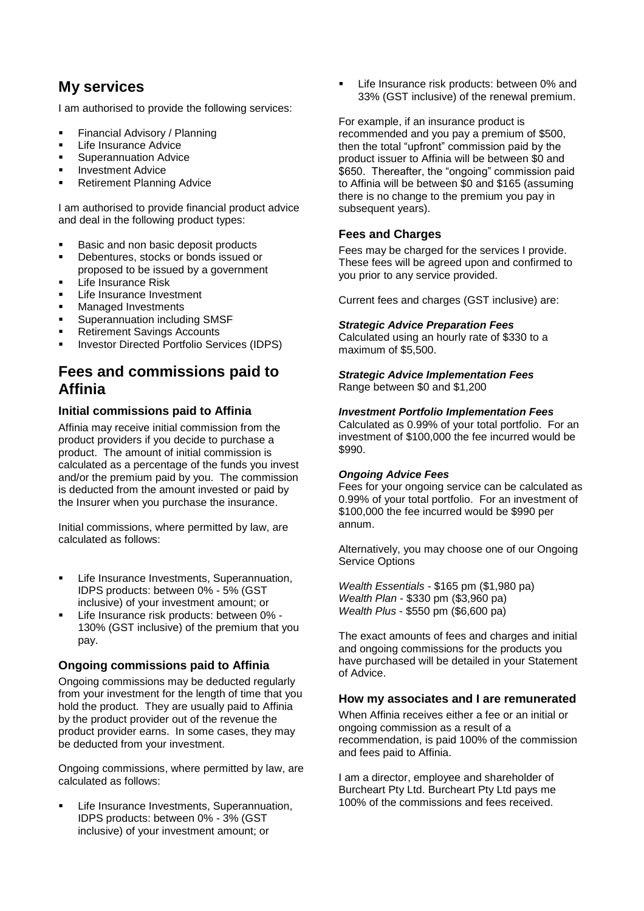## My services

I am authorised to provide the following services:

- Financial Advisory / Planning
- Life Insurance Advice
- Superannuation Advice
- Investment Advice
- Retirement Planning Advice

I am authorised to provide financial product advice and deal in the following product types:

- Basic and non basic deposit products
- Debentures, stocks or bonds issued or proposed to be issued by a government
- Life Insurance Risk
- Life Insurance Investment
- Managed Investments
- Superannuation including SMSF
- Retirement Savings Accounts
- Investor Directed Portfolio Services (IDPS)

## Fees and commissions paid to Affinia

### Initial commissions paid to Affinia

Affinia may receive initial commission from the product providers if you decide to purchase a product. The amount of initial commission is calculated as a percentage of the funds you invest and/or the premium paid by you. The commission is deducted from the amount invested or paid by the Insurer when you purchase the insurance.

Initial commissions, where permitted by law, are calculated as follows:

- Life Insurance Investments, Superannuation, IDPS products: between 0% - 5% (GST inclusive) of your investment amount; or
- Life Insurance risk products: between 0% - 130% (GST inclusive) of the premium that you pay.

### Ongoing commissions paid to Affinia

Ongoing commissions may be deducted regularly from your investment for the length of time that you hold the product. They are usually paid to Affinia by the product provider out of the revenue the product provider earns. In some cases, they may be deducted from your investment.

Ongoing commissions, where permitted by law, are calculated as follows:

- Life Insurance Investments, Superannuation, IDPS products: between 0% - 3% (GST inclusive) of your investment amount; or
- Life Insurance risk products: between 0% and 33% (GST inclusive) of the renewal premium.

For example, if an insurance product is recommended and you pay a premium of $500, then the total "upfront" commission paid by the product issuer to Affinia will be between $0 and $650. Thereafter, the "ongoing" commission paid to Affinia will be between $0 and $165 (assuming there is no change to the premium you pay in subsequent years).

### Fees and Charges

Fees may be charged for the services I provide. These fees will be agreed upon and confirmed to you prior to any service provided.

Current fees and charges (GST inclusive) are:

***Strategic Advice Preparation Fees***
Calculated using an hourly rate of $330 to a maximum of $5,500.

***Strategic Advice Implementation Fees***
Range between $0 and $1,200

***Investment Portfolio Implementation Fees***
Calculated as 0.99% of your total portfolio. For an investment of $100,000 the fee incurred would be $990.

***Ongoing Advice Fees***
Fees for your ongoing service can be calculated as 0.99% of your total portfolio. For an investment of $100,000 the fee incurred would be $990 per annum.

Alternatively, you may choose one of our Ongoing Service Options

*Wealth Essentials* - $165 pm ($1,980 pa)
*Wealth Plan* - $330 pm ($3,960 pa)
*Wealth Plus* - $550 pm ($6,600 pa)

The exact amounts of fees and charges and initial and ongoing commissions for the products you have purchased will be detailed in your Statement of Advice.

### How my associates and I are remunerated

When Affinia receives either a fee or an initial or ongoing commission as a result of a recommendation, is paid 100% of the commission and fees paid to Affinia.

I am a director, employee and shareholder of Burcheart Pty Ltd. Burcheart Pty Ltd pays me 100% of the commissions and fees received.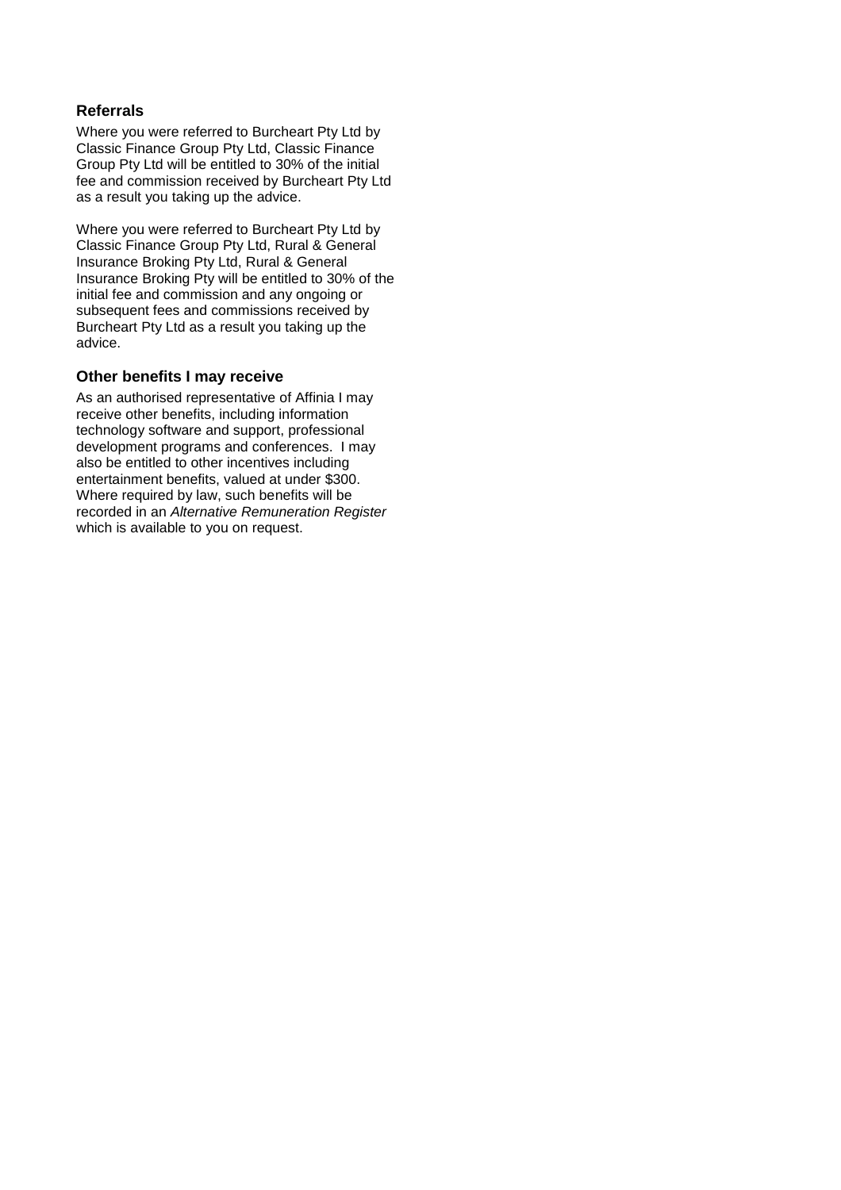## Referrals

Where you were referred to Burcheart Pty Ltd by Classic Finance Group Pty Ltd, Classic Finance Group Pty Ltd will be entitled to 30% of the initial fee and commission received by Burcheart Pty Ltd as a result you taking up the advice.

Where you were referred to Burcheart Pty Ltd by Classic Finance Group Pty Ltd, Rural & General Insurance Broking Pty Ltd, Rural & General Insurance Broking Pty will be entitled to 30% of the initial fee and commission and any ongoing or subsequent fees and commissions received by Burcheart Pty Ltd as a result you taking up the advice.

## Other benefits I may receive

As an authorised representative of Affinia I may receive other benefits, including information technology software and support, professional development programs and conferences. I may also be entitled to other incentives including entertainment benefits, valued at under $300. Where required by law, such benefits will be recorded in an *Alternative Remuneration Register* which is available to you on request.